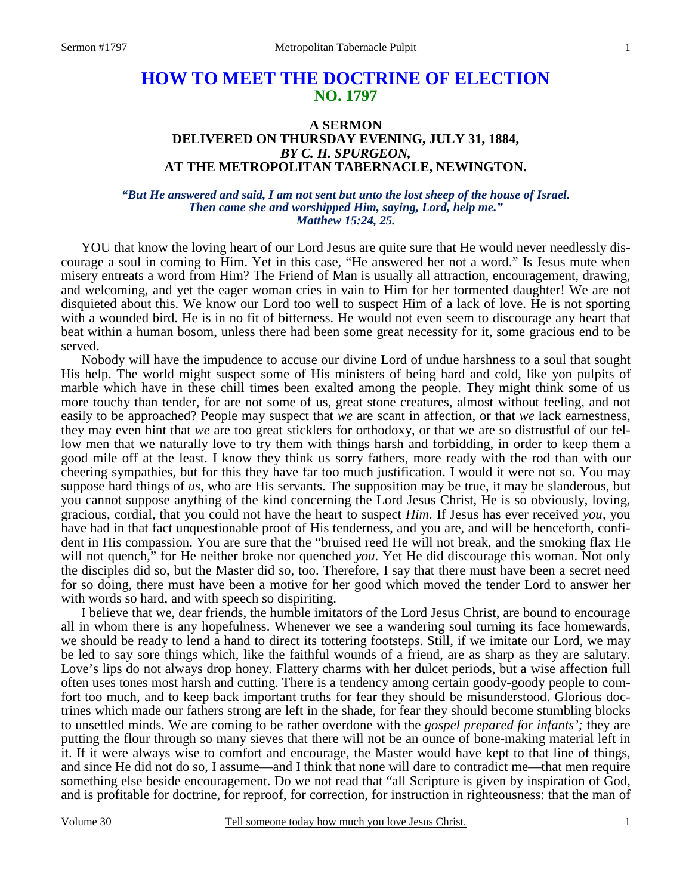# HOW TO MEET THE DOCTRINE OF ELECTION
## NO. 1797

### A SERMON
### DELIVERED ON THURSDAY EVENING, JULY 31, 1884,
### *BY C. H. SPURGEON,*
### AT THE METROPOLITAN TABERNACLE, NEWINGTON.

***"But He answered and said, I am not sent but unto the lost sheep of the house of Israel. Then came she and worshipped Him, saying, Lord, help me." Matthew 15:24, 25.***

YOU that know the loving heart of our Lord Jesus are quite sure that He would never needlessly discourage a soul in coming to Him. Yet in this case, "He answered her not a word." Is Jesus mute when misery entreats a word from Him? The Friend of Man is usually all attraction, encouragement, drawing, and welcoming, and yet the eager woman cries in vain to Him for her tormented daughter! We are not disquieted about this. We know our Lord too well to suspect Him of a lack of love. He is not sporting with a wounded bird. He is in no fit of bitterness. He would not even seem to discourage any heart that beat within a human bosom, unless there had been some great necessity for it, some gracious end to be served.

Nobody will have the impudence to accuse our divine Lord of undue harshness to a soul that sought His help. The world might suspect some of His ministers of being hard and cold, like yon pulpits of marble which have in these chill times been exalted among the people. They might think some of us more touchy than tender, for are not some of us, great stone creatures, almost without feeling, and not easily to be approached? People may suspect that *we* are scant in affection, or that *we* lack earnestness, they may even hint that *we* are too great sticklers for orthodoxy, or that we are so distrustful of our fellow men that we naturally love to try them with things harsh and forbidding, in order to keep them a good mile off at the least. I know they think us sorry fathers, more ready with the rod than with our cheering sympathies, but for this they have far too much justification. I would it were not so. You may suppose hard things of *us,* who are His servants. The supposition may be true, it may be slanderous, but you cannot suppose anything of the kind concerning the Lord Jesus Christ, He is so obviously, loving, gracious, cordial, that you could not have the heart to suspect *Him*. If Jesus has ever received *you,* you have had in that fact unquestionable proof of His tenderness, and you are, and will be henceforth, confident in His compassion. You are sure that the "bruised reed He will not break, and the smoking flax He will not quench," for He neither broke nor quenched *you.* Yet He did discourage this woman. Not only the disciples did so, but the Master did so, too. Therefore, I say that there must have been a secret need for so doing, there must have been a motive for her good which moved the tender Lord to answer her with words so hard, and with speech so dispiriting.

I believe that we, dear friends, the humble imitators of the Lord Jesus Christ, are bound to encourage all in whom there is any hopefulness. Whenever we see a wandering soul turning its face homewards, we should be ready to lend a hand to direct its tottering footsteps. Still, if we imitate our Lord, we may be led to say sore things which, like the faithful wounds of a friend, are as sharp as they are salutary. Love's lips do not always drop honey. Flattery charms with her dulcet periods, but a wise affection full often uses tones most harsh and cutting. There is a tendency among certain goody-goody people to comfort too much, and to keep back important truths for fear they should be misunderstood. Glorious doctrines which made our fathers strong are left in the shade, for fear they should become stumbling blocks to unsettled minds. We are coming to be rather overdone with the *gospel prepared for infants';* they are putting the flour through so many sieves that there will not be an ounce of bone-making material left in it. If it were always wise to comfort and encourage, the Master would have kept to that line of things, and since He did not do so, I assume—and I think that none will dare to contradict me—that men require something else beside encouragement. Do we not read that "all Scripture is given by inspiration of God, and is profitable for doctrine, for reproof, for correction, for instruction in righteousness: that the man of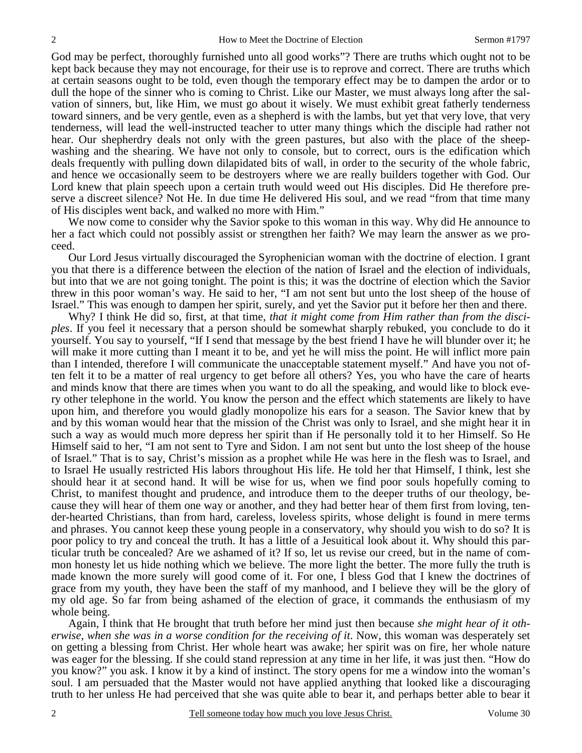God may be perfect, thoroughly furnished unto all good works"? There are truths which ought not to be kept back because they may not encourage, for their use is to reprove and correct. There are truths which at certain seasons ought to be told, even though the temporary effect may be to dampen the ardor or to dull the hope of the sinner who is coming to Christ. Like our Master, we must always long after the salvation of sinners, but, like Him, we must go about it wisely. We must exhibit great fatherly tenderness toward sinners, and be very gentle, even as a shepherd is with the lambs, but yet that very love, that very tenderness, will lead the well-instructed teacher to utter many things which the disciple had rather not hear. Our shepherdry deals not only with the green pastures, but also with the place of the sheep-washing and the shearing. We have not only to console, but to correct, ours is the edification which deals frequently with pulling down dilapidated bits of wall, in order to the security of the whole fabric, and hence we occasionally seem to be destroyers where we are really builders together with God. Our Lord knew that plain speech upon a certain truth would weed out His disciples. Did He therefore preserve a discreet silence? Not He. In due time He delivered His soul, and we read "from that time many of His disciples went back, and walked no more with Him."

We now come to consider why the Savior spoke to this woman in this way. Why did He announce to her a fact which could not possibly assist or strengthen her faith? We may learn the answer as we proceed.

Our Lord Jesus virtually discouraged the Syrophenician woman with the doctrine of election. I grant you that there is a difference between the election of the nation of Israel and the election of individuals, but into that we are not going tonight. The point is this; it was the doctrine of election which the Savior threw in this poor woman's way. He said to her, "I am not sent but unto the lost sheep of the house of Israel." This was enough to dampen her spirit, surely, and yet the Savior put it before her then and there.

Why? I think He did so, first, at that time, *that it might come from Him rather than from the disciples*. If you feel it necessary that a person should be somewhat sharply rebuked, you conclude to do it yourself. You say to yourself, "If I send that message by the best friend I have he will blunder over it; he will make it more cutting than I meant it to be, and yet he will miss the point. He will inflict more pain than I intended, therefore I will communicate the unacceptable statement myself." And have you not often felt it to be a matter of real urgency to get before all others? Yes, you who have the care of hearts and minds know that there are times when you want to do all the speaking, and would like to block every other telephone in the world. You know the person and the effect which statements are likely to have upon him, and therefore you would gladly monopolize his ears for a season. The Savior knew that by and by this woman would hear that the mission of the Christ was only to Israel, and she might hear it in such a way as would much more depress her spirit than if He personally told it to her Himself. So He Himself said to her, "I am not sent to Tyre and Sidon. I am not sent but unto the lost sheep of the house of Israel." That is to say, Christ's mission as a prophet while He was here in the flesh was to Israel, and to Israel He usually restricted His labors throughout His life. He told her that Himself, I think, lest she should hear it at second hand. It will be wise for us, when we find poor souls hopefully coming to Christ, to manifest thought and prudence, and introduce them to the deeper truths of our theology, because they will hear of them one way or another, and they had better hear of them first from loving, tender-hearted Christians, than from hard, careless, loveless spirits, whose delight is found in mere terms and phrases. You cannot keep these young people in a conservatory, why should you wish to do so? It is poor policy to try and conceal the truth. It has a little of a Jesuitical look about it. Why should this particular truth be concealed? Are we ashamed of it? If so, let us revise our creed, but in the name of common honesty let us hide nothing which we believe. The more light the better. The more fully the truth is made known the more surely will good come of it. For one, I bless God that I knew the doctrines of grace from my youth, they have been the staff of my manhood, and I believe they will be the glory of my old age. So far from being ashamed of the election of grace, it commands the enthusiasm of my whole being.

Again, I think that He brought that truth before her mind just then because *she might hear of it otherwise, when she was in a worse condition for the receiving of it*. Now, this woman was desperately set on getting a blessing from Christ. Her whole heart was awake; her spirit was on fire, her whole nature was eager for the blessing. If she could stand repression at any time in her life, it was just then. "How do you know?" you ask. I know it by a kind of instinct. The story opens for me a window into the woman's soul. I am persuaded that the Master would not have applied anything that looked like a discouraging truth to her unless He had perceived that she was quite able to bear it, and perhaps better able to bear it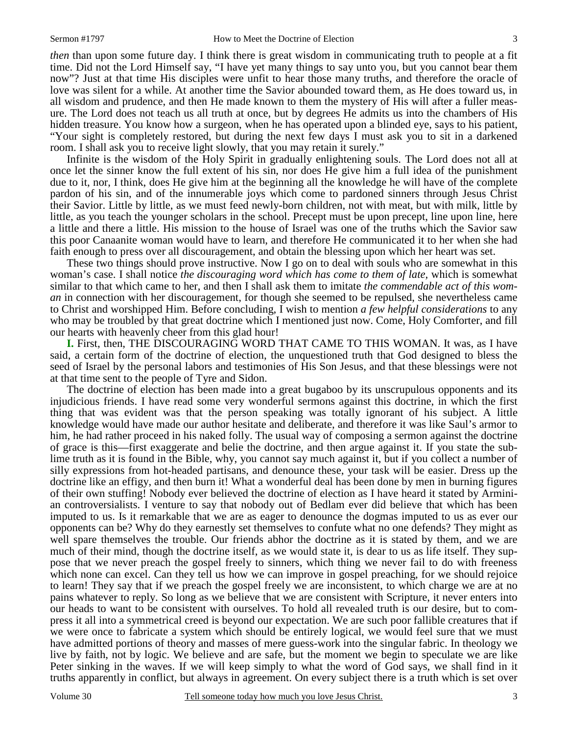*then* than upon some future day. I think there is great wisdom in communicating truth to people at a fit time. Did not the Lord Himself say, "I have yet many things to say unto you, but you cannot bear them now"? Just at that time His disciples were unfit to hear those many truths, and therefore the oracle of love was silent for a while. At another time the Savior abounded toward them, as He does toward us, in all wisdom and prudence, and then He made known to them the mystery of His will after a fuller measure. The Lord does not teach us all truth at once, but by degrees He admits us into the chambers of His hidden treasure. You know how a surgeon, when he has operated upon a blinded eye, says to his patient, "Your sight is completely restored, but during the next few days I must ask you to sit in a darkened room. I shall ask you to receive light slowly, that you may retain it surely."

Infinite is the wisdom of the Holy Spirit in gradually enlightening souls. The Lord does not all at once let the sinner know the full extent of his sin, nor does He give him a full idea of the punishment due to it, nor, I think, does He give him at the beginning all the knowledge he will have of the complete pardon of his sin, and of the innumerable joys which come to pardoned sinners through Jesus Christ their Savior. Little by little, as we must feed newly-born children, not with meat, but with milk, little by little, as you teach the younger scholars in the school. Precept must be upon precept, line upon line, here a little and there a little. His mission to the house of Israel was one of the truths which the Savior saw this poor Canaanite woman would have to learn, and therefore He communicated it to her when she had faith enough to press over all discouragement, and obtain the blessing upon which her heart was set.

These two things should prove instructive. Now I go on to deal with souls who are somewhat in this woman's case. I shall notice *the discouraging word which has come to them of late,* which is somewhat similar to that which came to her, and then I shall ask them to imitate *the commendable act of this woman* in connection with her discouragement, for though she seemed to be repulsed, she nevertheless came to Christ and worshipped Him. Before concluding, I wish to mention *a few helpful considerations* to any who may be troubled by that great doctrine which I mentioned just now. Come, Holy Comforter, and fill our hearts with heavenly cheer from this glad hour!

**I.** First, then, THE DISCOURAGING WORD THAT CAME TO THIS WOMAN. It was, as I have said, a certain form of the doctrine of election, the unquestioned truth that God designed to bless the seed of Israel by the personal labors and testimonies of His Son Jesus, and that these blessings were not at that time sent to the people of Tyre and Sidon.

The doctrine of election has been made into a great bugaboo by its unscrupulous opponents and its injudicious friends. I have read some very wonderful sermons against this doctrine, in which the first thing that was evident was that the person speaking was totally ignorant of his subject. A little knowledge would have made our author hesitate and deliberate, and therefore it was like Saul's armor to him, he had rather proceed in his naked folly. The usual way of composing a sermon against the doctrine of grace is this—first exaggerate and belie the doctrine, and then argue against it. If you state the sublime truth as it is found in the Bible, why, you cannot say much against it, but if you collect a number of silly expressions from hot-headed partisans, and denounce these, your task will be easier. Dress up the doctrine like an effigy, and then burn it! What a wonderful deal has been done by men in burning figures of their own stuffing! Nobody ever believed the doctrine of election as I have heard it stated by Arminian controversialists. I venture to say that nobody out of Bedlam ever did believe that which has been imputed to us. Is it remarkable that we are as eager to denounce the dogmas imputed to us as ever our opponents can be? Why do they earnestly set themselves to confute what no one defends? They might as well spare themselves the trouble. Our friends abhor the doctrine as it is stated by them, and we are much of their mind, though the doctrine itself, as we would state it, is dear to us as life itself. They suppose that we never preach the gospel freely to sinners, which thing we never fail to do with freeness which none can excel. Can they tell us how we can improve in gospel preaching, for we should rejoice to learn! They say that if we preach the gospel freely we are inconsistent, to which charge we are at no pains whatever to reply. So long as we believe that we are consistent with Scripture, it never enters into our heads to want to be consistent with ourselves. To hold all revealed truth is our desire, but to compress it all into a symmetrical creed is beyond our expectation. We are such poor fallible creatures that if we were once to fabricate a system which should be entirely logical, we would feel sure that we must have admitted portions of theory and masses of mere guess-work into the singular fabric. In theology we live by faith, not by logic. We believe and are safe, but the moment we begin to speculate we are like Peter sinking in the waves. If we will keep simply to what the word of God says, we shall find in it truths apparently in conflict, but always in agreement. On every subject there is a truth which is set over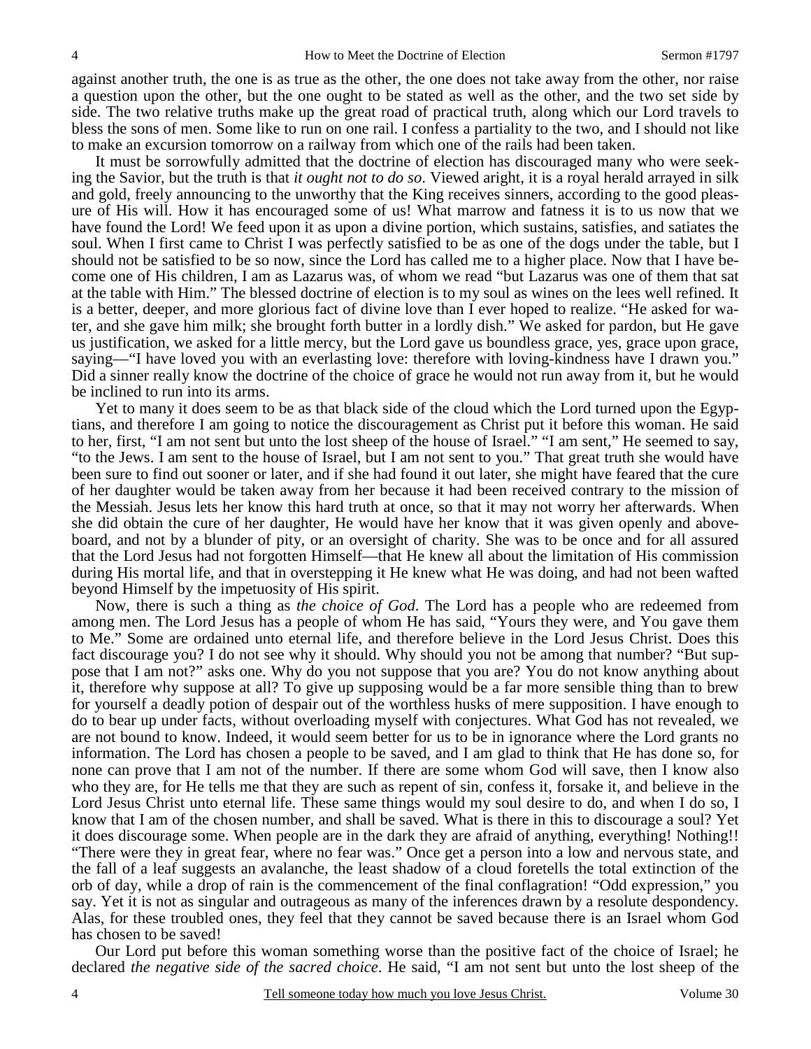against another truth, the one is as true as the other, the one does not take away from the other, nor raise a question upon the other, but the one ought to be stated as well as the other, and the two set side by side. The two relative truths make up the great road of practical truth, along which our Lord travels to bless the sons of men. Some like to run on one rail. I confess a partiality to the two, and I should not like to make an excursion tomorrow on a railway from which one of the rails had been taken.

It must be sorrowfully admitted that the doctrine of election has discouraged many who were seeking the Savior, but the truth is that *it ought not to do so*. Viewed aright, it is a royal herald arrayed in silk and gold, freely announcing to the unworthy that the King receives sinners, according to the good pleasure of His will. How it has encouraged some of us! What marrow and fatness it is to us now that we have found the Lord! We feed upon it as upon a divine portion, which sustains, satisfies, and satiates the soul. When I first came to Christ I was perfectly satisfied to be as one of the dogs under the table, but I should not be satisfied to be so now, since the Lord has called me to a higher place. Now that I have become one of His children, I am as Lazarus was, of whom we read "but Lazarus was one of them that sat at the table with Him." The blessed doctrine of election is to my soul as wines on the lees well refined. It is a better, deeper, and more glorious fact of divine love than I ever hoped to realize. "He asked for water, and she gave him milk; she brought forth butter in a lordly dish." We asked for pardon, but He gave us justification, we asked for a little mercy, but the Lord gave us boundless grace, yes, grace upon grace, saying—"I have loved you with an everlasting love: therefore with loving-kindness have I drawn you." Did a sinner really know the doctrine of the choice of grace he would not run away from it, but he would be inclined to run into its arms.

Yet to many it does seem to be as that black side of the cloud which the Lord turned upon the Egyptians, and therefore I am going to notice the discouragement as Christ put it before this woman. He said to her, first, "I am not sent but unto the lost sheep of the house of Israel." "I am sent," He seemed to say, "to the Jews. I am sent to the house of Israel, but I am not sent to you." That great truth she would have been sure to find out sooner or later, and if she had found it out later, she might have feared that the cure of her daughter would be taken away from her because it had been received contrary to the mission of the Messiah. Jesus lets her know this hard truth at once, so that it may not worry her afterwards. When she did obtain the cure of her daughter, He would have her know that it was given openly and above-board, and not by a blunder of pity, or an oversight of charity. She was to be once and for all assured that the Lord Jesus had not forgotten Himself—that He knew all about the limitation of His commission during His mortal life, and that in overstepping it He knew what He was doing, and had not been wafted beyond Himself by the impetuosity of His spirit.

Now, there is such a thing as *the choice of God*. The Lord has a people who are redeemed from among men. The Lord Jesus has a people of whom He has said, "Yours they were, and You gave them to Me." Some are ordained unto eternal life, and therefore believe in the Lord Jesus Christ. Does this fact discourage you? I do not see why it should. Why should you not be among that number? "But suppose that I am not?" asks one. Why do you not suppose that you are? You do not know anything about it, therefore why suppose at all? To give up supposing would be a far more sensible thing than to brew for yourself a deadly potion of despair out of the worthless husks of mere supposition. I have enough to do to bear up under facts, without overloading myself with conjectures. What God has not revealed, we are not bound to know. Indeed, it would seem better for us to be in ignorance where the Lord grants no information. The Lord has chosen a people to be saved, and I am glad to think that He has done so, for none can prove that I am not of the number. If there are some whom God will save, then I know also who they are, for He tells me that they are such as repent of sin, confess it, forsake it, and believe in the Lord Jesus Christ unto eternal life. These same things would my soul desire to do, and when I do so, I know that I am of the chosen number, and shall be saved. What is there in this to discourage a soul? Yet it does discourage some. When people are in the dark they are afraid of anything, everything! Nothing!! "There were they in great fear, where no fear was." Once get a person into a low and nervous state, and the fall of a leaf suggests an avalanche, the least shadow of a cloud foretells the total extinction of the orb of day, while a drop of rain is the commencement of the final conflagration! "Odd expression," you say. Yet it is not as singular and outrageous as many of the inferences drawn by a resolute despondency. Alas, for these troubled ones, they feel that they cannot be saved because there is an Israel whom God has chosen to be saved!

Our Lord put before this woman something worse than the positive fact of the choice of Israel; he declared *the negative side of the sacred choice*. He said, "I am not sent but unto the lost sheep of the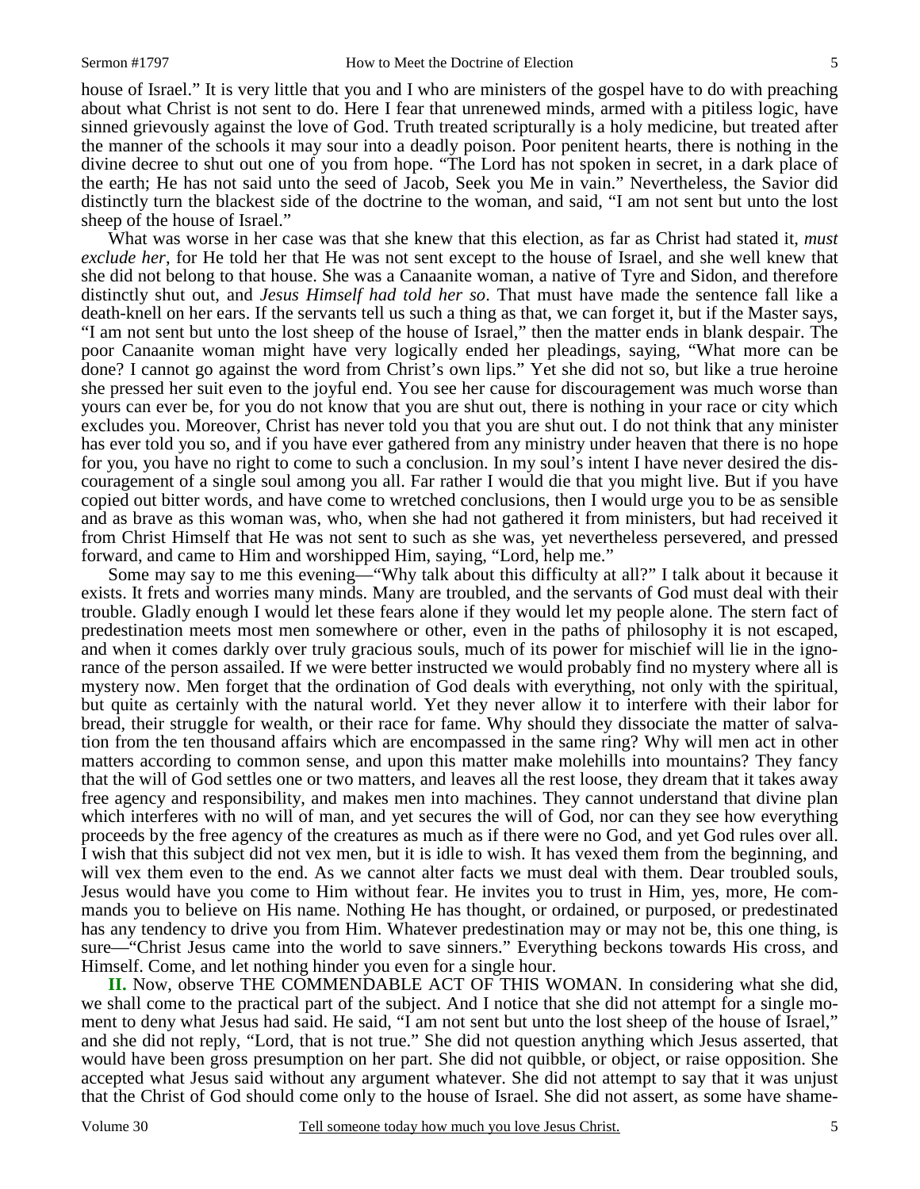house of Israel." It is very little that you and I who are ministers of the gospel have to do with preaching about what Christ is not sent to do. Here I fear that unrenewed minds, armed with a pitiless logic, have sinned grievously against the love of God. Truth treated scripturally is a holy medicine, but treated after the manner of the schools it may sour into a deadly poison. Poor penitent hearts, there is nothing in the divine decree to shut out one of you from hope. "The Lord has not spoken in secret, in a dark place of the earth; He has not said unto the seed of Jacob, Seek you Me in vain." Nevertheless, the Savior did distinctly turn the blackest side of the doctrine to the woman, and said, "I am not sent but unto the lost sheep of the house of Israel."

What was worse in her case was that she knew that this election, as far as Christ had stated it, *must exclude her*, for He told her that He was not sent except to the house of Israel, and she well knew that she did not belong to that house. She was a Canaanite woman, a native of Tyre and Sidon, and therefore distinctly shut out, and *Jesus Himself had told her so*. That must have made the sentence fall like a death-knell on her ears. If the servants tell us such a thing as that, we can forget it, but if the Master says, "I am not sent but unto the lost sheep of the house of Israel," then the matter ends in blank despair. The poor Canaanite woman might have very logically ended her pleadings, saying, "What more can be done? I cannot go against the word from Christ's own lips." Yet she did not so, but like a true heroine she pressed her suit even to the joyful end. You see her cause for discouragement was much worse than yours can ever be, for you do not know that you are shut out, there is nothing in your race or city which excludes you. Moreover, Christ has never told you that you are shut out. I do not think that any minister has ever told you so, and if you have ever gathered from any ministry under heaven that there is no hope for you, you have no right to come to such a conclusion. In my soul's intent I have never desired the discouragement of a single soul among you all. Far rather I would die that you might live. But if you have copied out bitter words, and have come to wretched conclusions, then I would urge you to be as sensible and as brave as this woman was, who, when she had not gathered it from ministers, but had received it from Christ Himself that He was not sent to such as she was, yet nevertheless persevered, and pressed forward, and came to Him and worshipped Him, saying, "Lord, help me."

Some may say to me this evening—"Why talk about this difficulty at all?" I talk about it because it exists. It frets and worries many minds. Many are troubled, and the servants of God must deal with their trouble. Gladly enough I would let these fears alone if they would let my people alone. The stern fact of predestination meets most men somewhere or other, even in the paths of philosophy it is not escaped, and when it comes darkly over truly gracious souls, much of its power for mischief will lie in the ignorance of the person assailed. If we were better instructed we would probably find no mystery where all is mystery now. Men forget that the ordination of God deals with everything, not only with the spiritual, but quite as certainly with the natural world. Yet they never allow it to interfere with their labor for bread, their struggle for wealth, or their race for fame. Why should they dissociate the matter of salvation from the ten thousand affairs which are encompassed in the same ring? Why will men act in other matters according to common sense, and upon this matter make molehills into mountains? They fancy that the will of God settles one or two matters, and leaves all the rest loose, they dream that it takes away free agency and responsibility, and makes men into machines. They cannot understand that divine plan which interferes with no will of man, and yet secures the will of God, nor can they see how everything proceeds by the free agency of the creatures as much as if there were no God, and yet God rules over all. I wish that this subject did not vex men, but it is idle to wish. It has vexed them from the beginning, and will vex them even to the end. As we cannot alter facts we must deal with them. Dear troubled souls, Jesus would have you come to Him without fear. He invites you to trust in Him, yes, more, He commands you to believe on His name. Nothing He has thought, or ordained, or purposed, or predestinated has any tendency to drive you from Him. Whatever predestination may or may not be, this one thing, is sure—"Christ Jesus came into the world to save sinners." Everything beckons towards His cross, and Himself. Come, and let nothing hinder you even for a single hour.

**II.** Now, observe THE COMMENDABLE ACT OF THIS WOMAN. In considering what she did, we shall come to the practical part of the subject. And I notice that she did not attempt for a single moment to deny what Jesus had said. He said, "I am not sent but unto the lost sheep of the house of Israel," and she did not reply, "Lord, that is not true." She did not question anything which Jesus asserted, that would have been gross presumption on her part. She did not quibble, or object, or raise opposition. She accepted what Jesus said without any argument whatever. She did not attempt to say that it was unjust that the Christ of God should come only to the house of Israel. She did not assert, as some have shame-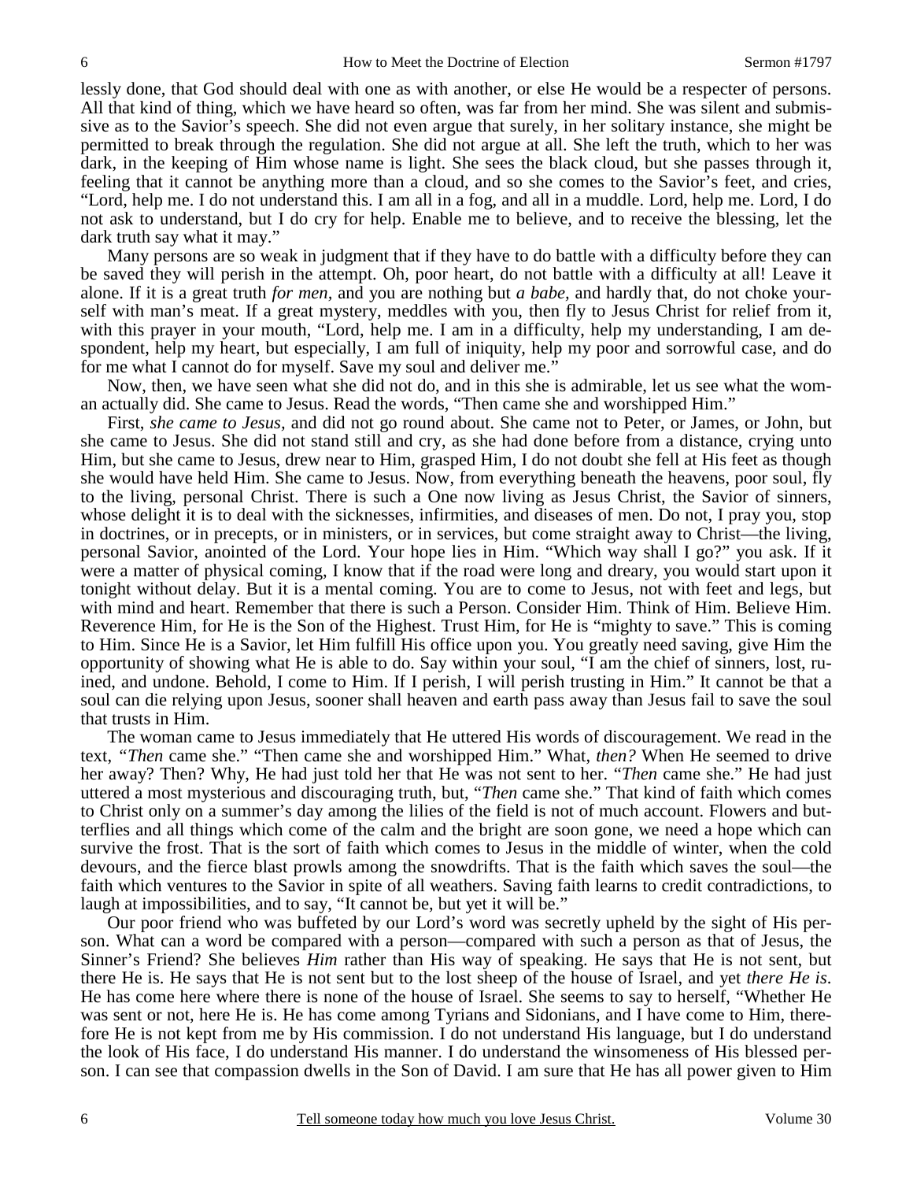lessly done, that God should deal with one as with another, or else He would be a respecter of persons. All that kind of thing, which we have heard so often, was far from her mind. She was silent and submissive as to the Savior's speech. She did not even argue that surely, in her solitary instance, she might be permitted to break through the regulation. She did not argue at all. She left the truth, which to her was dark, in the keeping of Him whose name is light. She sees the black cloud, but she passes through it, feeling that it cannot be anything more than a cloud, and so she comes to the Savior's feet, and cries, "Lord, help me. I do not understand this. I am all in a fog, and all in a muddle. Lord, help me. Lord, I do not ask to understand, but I do cry for help. Enable me to believe, and to receive the blessing, let the dark truth say what it may."

Many persons are so weak in judgment that if they have to do battle with a difficulty before they can be saved they will perish in the attempt. Oh, poor heart, do not battle with a difficulty at all! Leave it alone. If it is a great truth *for men,* and you are nothing but *a babe*, and hardly that, do not choke yourself with man's meat. If a great mystery, meddles with you, then fly to Jesus Christ for relief from it, with this prayer in your mouth, "Lord, help me. I am in a difficulty, help my understanding, I am despondent, help my heart, but especially, I am full of iniquity, help my poor and sorrowful case, and do for me what I cannot do for myself. Save my soul and deliver me."

Now, then, we have seen what she did not do, and in this she is admirable, let us see what the woman actually did. She came to Jesus. Read the words, "Then came she and worshipped Him."

First, *she came to Jesus,* and did not go round about. She came not to Peter, or James, or John, but she came to Jesus. She did not stand still and cry, as she had done before from a distance, crying unto Him, but she came to Jesus, drew near to Him, grasped Him, I do not doubt she fell at His feet as though she would have held Him. She came to Jesus. Now, from everything beneath the heavens, poor soul, fly to the living, personal Christ. There is such a One now living as Jesus Christ, the Savior of sinners, whose delight it is to deal with the sicknesses, infirmities, and diseases of men. Do not, I pray you, stop in doctrines, or in precepts, or in ministers, or in services, but come straight away to Christ—the living, personal Savior, anointed of the Lord. Your hope lies in Him. "Which way shall I go?" you ask. If it were a matter of physical coming, I know that if the road were long and dreary, you would start upon it tonight without delay. But it is a mental coming. You are to come to Jesus, not with feet and legs, but with mind and heart. Remember that there is such a Person. Consider Him. Think of Him. Believe Him. Reverence Him, for He is the Son of the Highest. Trust Him, for He is "mighty to save." This is coming to Him. Since He is a Savior, let Him fulfill His office upon you. You greatly need saving, give Him the opportunity of showing what He is able to do. Say within your soul, "I am the chief of sinners, lost, ruined, and undone. Behold, I come to Him. If I perish, I will perish trusting in Him." It cannot be that a soul can die relying upon Jesus, sooner shall heaven and earth pass away than Jesus fail to save the soul that trusts in Him.

The woman came to Jesus immediately that He uttered His words of discouragement. We read in the text, *"Then* came she." "Then came she and worshipped Him." What, *then?* When He seemed to drive her away? Then? Why, He had just told her that He was not sent to her. "*Then* came she." He had just uttered a most mysterious and discouraging truth, but, "*Then* came she." That kind of faith which comes to Christ only on a summer's day among the lilies of the field is not of much account. Flowers and butterflies and all things which come of the calm and the bright are soon gone, we need a hope which can survive the frost. That is the sort of faith which comes to Jesus in the middle of winter, when the cold devours, and the fierce blast prowls among the snowdrifts. That is the faith which saves the soul—the faith which ventures to the Savior in spite of all weathers. Saving faith learns to credit contradictions, to laugh at impossibilities, and to say, "It cannot be, but yet it will be."

Our poor friend who was buffeted by our Lord's word was secretly upheld by the sight of His person. What can a word be compared with a person—compared with such a person as that of Jesus, the Sinner's Friend? She believes *Him* rather than His way of speaking. He says that He is not sent, but there He is. He says that He is not sent but to the lost sheep of the house of Israel, and yet *there He is*. He has come here where there is none of the house of Israel. She seems to say to herself, "Whether He was sent or not, here He is. He has come among Tyrians and Sidonians, and I have come to Him, therefore He is not kept from me by His commission. I do not understand His language, but I do understand the look of His face, I do understand His manner. I do understand the winsomeness of His blessed person. I can see that compassion dwells in the Son of David. I am sure that He has all power given to Him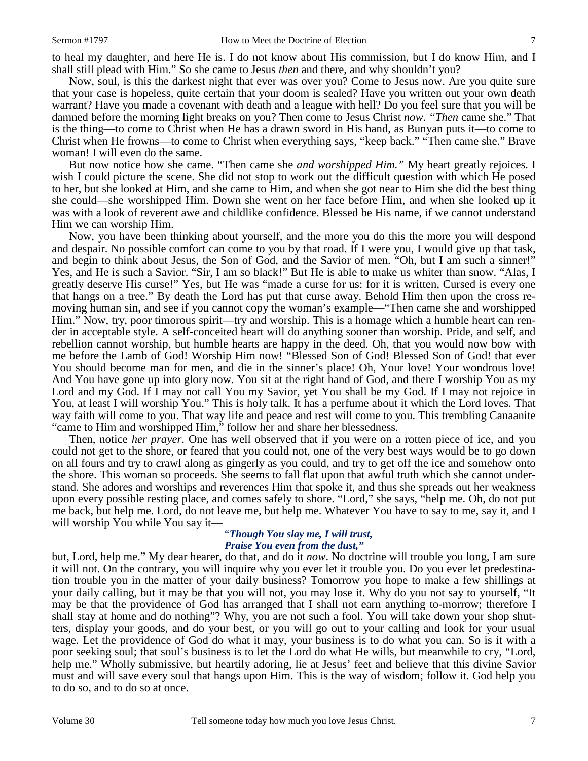to heal my daughter, and here He is. I do not know about His commission, but I do know Him, and I shall still plead with Him." So she came to Jesus *then* and there, and why shouldn't you?

Now, soul, is this the darkest night that ever was over you? Come to Jesus now. Are you quite sure that your case is hopeless, quite certain that your doom is sealed? Have you written out your own death warrant? Have you made a covenant with death and a league with hell? Do you feel sure that you will be damned before the morning light breaks on you? Then come to Jesus Christ *now*. *"Then* came she." That is the thing—to come to Christ when He has a drawn sword in His hand, as Bunyan puts it—to come to Christ when He frowns—to come to Christ when everything says, "keep back." "Then came she." Brave woman! I will even do the same.

But now notice how she came. "Then came she *and worshipped Him."* My heart greatly rejoices. I wish I could picture the scene. She did not stop to work out the difficult question with which He posed to her, but she looked at Him, and she came to Him, and when she got near to Him she did the best thing she could—she worshipped Him. Down she went on her face before Him, and when she looked up it was with a look of reverent awe and childlike confidence. Blessed be His name, if we cannot understand Him we can worship Him.

Now, you have been thinking about yourself, and the more you do this the more you will despond and despair. No possible comfort can come to you by that road. If I were you, I would give up that task, and begin to think about Jesus, the Son of God, and the Savior of men. "Oh, but I am such a sinner!" Yes, and He is such a Savior. "Sir, I am so black!" But He is able to make us whiter than snow. "Alas, I greatly deserve His curse!" Yes, but He was "made a curse for us: for it is written, Cursed is every one that hangs on a tree." By death the Lord has put that curse away. Behold Him then upon the cross removing human sin, and see if you cannot copy the woman's example—"Then came she and worshipped Him." Now, try, poor timorous spirit—try and worship. This is a homage which a humble heart can render in acceptable style. A self-conceited heart will do anything sooner than worship. Pride, and self, and rebellion cannot worship, but humble hearts are happy in the deed. Oh, that you would now bow with me before the Lamb of God! Worship Him now! "Blessed Son of God! Blessed Son of God! that ever You should become man for men, and die in the sinner's place! Oh, Your love! Your wondrous love! And You have gone up into glory now. You sit at the right hand of God, and there I worship You as my Lord and my God. If I may not call You my Savior, yet You shall be my God. If I may not rejoice in You, at least I will worship You." This is holy talk. It has a perfume about it which the Lord loves. That way faith will come to you. That way life and peace and rest will come to you. This trembling Canaanite "came to Him and worshipped Him," follow her and share her blessedness.

Then, notice *her prayer*. One has well observed that if you were on a rotten piece of ice, and you could not get to the shore, or feared that you could not, one of the very best ways would be to go down on all fours and try to crawl along as gingerly as you could, and try to get off the ice and somehow onto the shore. This woman so proceeds. She seems to fall flat upon that awful truth which she cannot understand. She adores and worships and reverences Him that spoke it, and thus she spreads out her weakness upon every possible resting place, and comes safely to shore. "Lord," she says, "help me. Oh, do not put me back, but help me. Lord, do not leave me, but help me. Whatever You have to say to me, say it, and I will worship You while You say it—

> *"Though You slay me, I will trust,*
> *Praise You even from the dust,"*

but, Lord, help me." My dear hearer, do that, and do it *now*. No doctrine will trouble you long, I am sure it will not. On the contrary, you will inquire why you ever let it trouble you. Do you ever let predestination trouble you in the matter of your daily business? Tomorrow you hope to make a few shillings at your daily calling, but it may be that you will not, you may lose it. Why do you not say to yourself, "It may be that the providence of God has arranged that I shall not earn anything to-morrow; therefore I shall stay at home and do nothing"? Why, you are not such a fool. You will take down your shop shutters, display your goods, and do your best, or you will go out to your calling and look for your usual wage. Let the providence of God do what it may, your business is to do what you can. So is it with a poor seeking soul; that soul's business is to let the Lord do what He wills, but meanwhile to cry, "Lord, help me." Wholly submissive, but heartily adoring, lie at Jesus' feet and believe that this divine Savior must and will save every soul that hangs upon Him. This is the way of wisdom; follow it. God help you to do so, and to do so at once.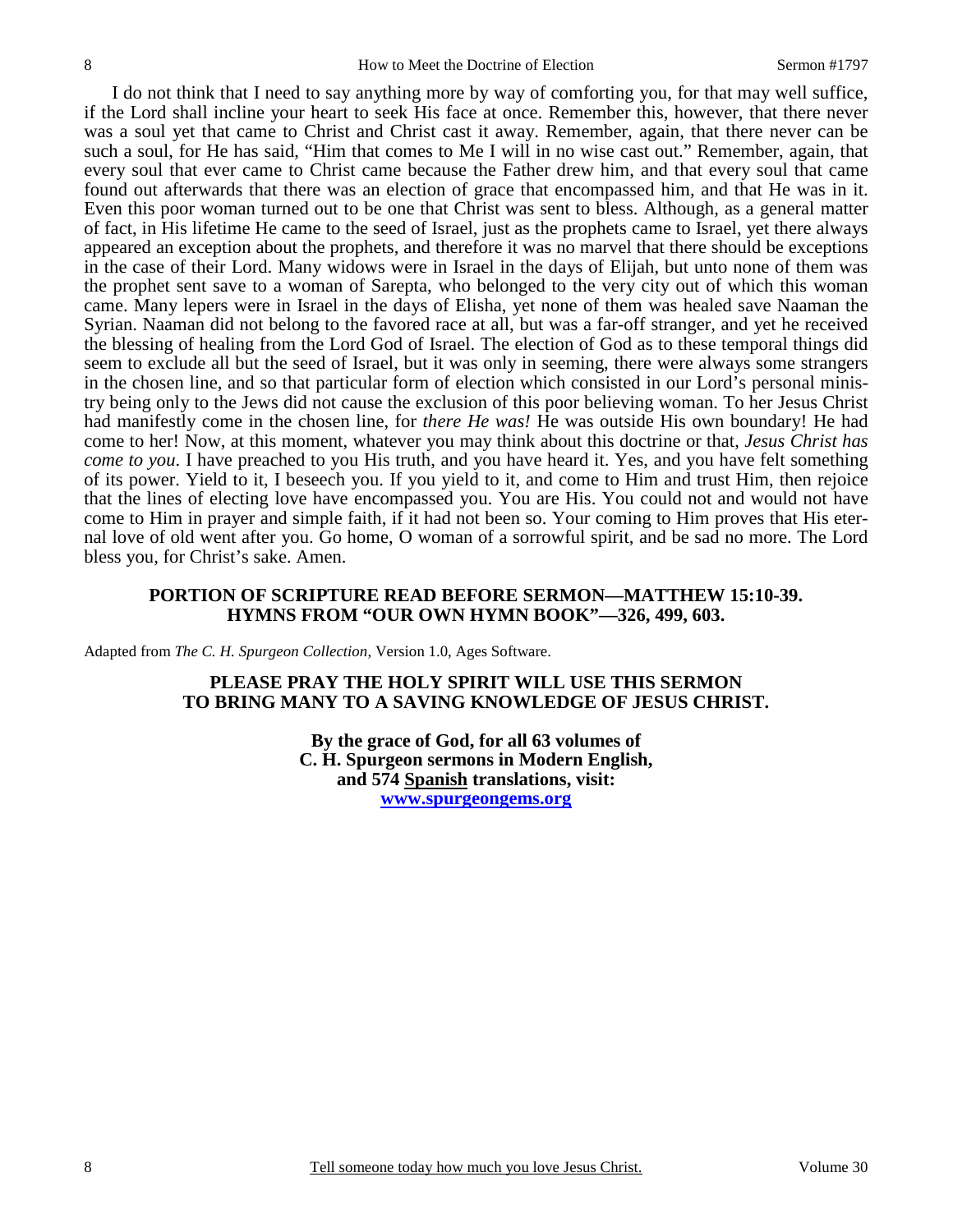I do not think that I need to say anything more by way of comforting you, for that may well suffice, if the Lord shall incline your heart to seek His face at once. Remember this, however, that there never was a soul yet that came to Christ and Christ cast it away. Remember, again, that there never can be such a soul, for He has said, "Him that comes to Me I will in no wise cast out." Remember, again, that every soul that ever came to Christ came because the Father drew him, and that every soul that came found out afterwards that there was an election of grace that encompassed him, and that He was in it. Even this poor woman turned out to be one that Christ was sent to bless. Although, as a general matter of fact, in His lifetime He came to the seed of Israel, just as the prophets came to Israel, yet there always appeared an exception about the prophets, and therefore it was no marvel that there should be exceptions in the case of their Lord. Many widows were in Israel in the days of Elijah, but unto none of them was the prophet sent save to a woman of Sarepta, who belonged to the very city out of which this woman came. Many lepers were in Israel in the days of Elisha, yet none of them was healed save Naaman the Syrian. Naaman did not belong to the favored race at all, but was a far-off stranger, and yet he received the blessing of healing from the Lord God of Israel. The election of God as to these temporal things did seem to exclude all but the seed of Israel, but it was only in seeming, there were always some strangers in the chosen line, and so that particular form of election which consisted in our Lord's personal ministry being only to the Jews did not cause the exclusion of this poor believing woman. To her Jesus Christ had manifestly come in the chosen line, for *there He was!* He was outside His own boundary! He had come to her! Now, at this moment, whatever you may think about this doctrine or that, *Jesus Christ has come to you*. I have preached to you His truth, and you have heard it. Yes, and you have felt something of its power. Yield to it, I beseech you. If you yield to it, and come to Him and trust Him, then rejoice that the lines of electing love have encompassed you. You are His. You could not and would not have come to Him in prayer and simple faith, if it had not been so. Your coming to Him proves that His eternal love of old went after you. Go home, O woman of a sorrowful spirit, and be sad no more. The Lord bless you, for Christ's sake. Amen.

**PORTION OF SCRIPTURE READ BEFORE SERMON—MATTHEW 15:10-39.**
**HYMNS FROM "OUR OWN HYMN BOOK"—326, 499, 603.**

Adapted from *The C. H. Spurgeon Collection*, Version 1.0, Ages Software.

**PLEASE PRAY THE HOLY SPIRIT WILL USE THIS SERMON**
**TO BRING MANY TO A SAVING KNOWLEDGE OF JESUS CHRIST.**

**By the grace of God, for all 63 volumes of**
**C. H. Spurgeon sermons in Modern English,**
**and 574 Spanish translations, visit:**
**www.spurgeongems.org**